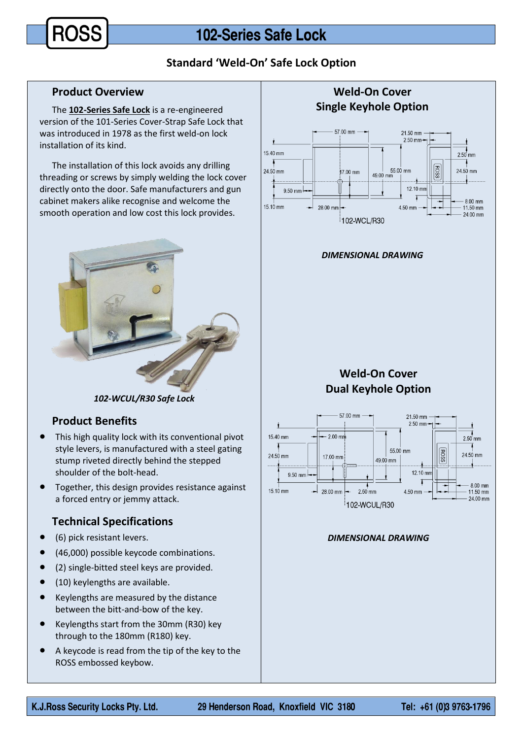# 102-Series Safe Lock

## Standard 'Weld-On' Safe Lock Option

### Product Overview

The **102-Series Safe Lock** is a re-engineered version of the 101-Series Cover-Strap Safe Lock that was introduced in 1978 as the first weld-on lock installation of its kind.

The installation of this lock avoids any drilling threading or screws by simply welding the lock cover directly onto the door. Safe manufacturers and gun cabinet makers alike recognise and welcome the smooth operation and low cost this lock provides.

*102-WCUL/R30 Safe Lock*

### Product Benefits

- This high quality lock with its conventional pivot style levers, is manufactured with a steel gating stump riveted directly behind the stepped shoulder of the bolt-head.
- Together, this design provides resistance against a forced entry or jemmy attack.

### Technical Specifications

- (6) pick resistant levers.
- (46,000) possible keycode combinations.
- (2) single-bitted steel keys are provided.
- (10) keylengths are available.
- Keylengths are measured by the distance between the bitt-and-bow of the key.
- Keylengths start from the 30mm (R30) key through to the 180mm (R180) key.
- A keycode is read from the tip of the key to the ROSS embossed keybow.

### Weld-On Cover Single Keyhole Option

102-WCL/R30

*DIMENSIONAL DRAWING*

### Weld-On Cover Dual Keyhole Option

102-WCUL/R30

*DIMENSIONAL DRAWING*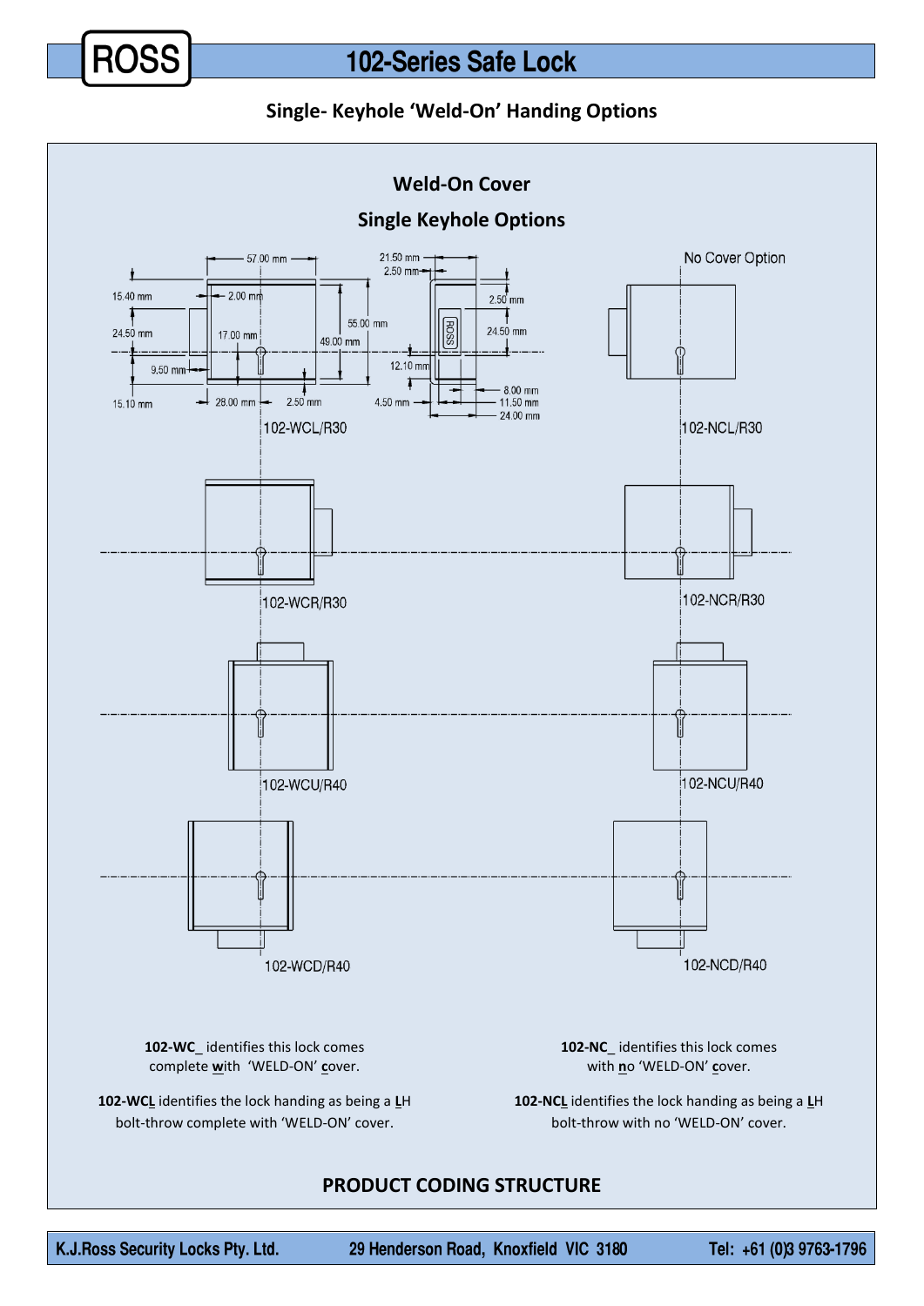# 102-Series Safe Lock

## Single- Keyhole 'Weld-On' Handing Options

### Weld-On Cover

### Single Keyhole Options

No Cover Option

57.00 mm

21.50 mm

2.50 mm

15.40 mm

2.00 mm

2.50 mm

24.50 mm

17.00 mm

55.00 mm

49.00 mm

24.50 mm

9.50 mm

12.10 mm

8.00 mm

15.10 mm

28.00 mm

2.50 mm

4.50 mm

11.50 mm

24.00 mm

102-WCL/R30

102-NCL/R30

102-WCR/R30

102-NCR/R30

102-WCU/R40

102-NCU/R40

102-WCD/R40

102-NCD/R40

**102-WC_** identifies this lock comes complete **w**ith 'WELD-ON' **c**over.

**102-WCL** identifies the lock handing as being a **L**H bolt-throw complete with 'WELD-ON' cover.

**102-NC_** identifies this lock comes with **n**o 'WELD-ON' **c**over.

**102-NCL** identifies the lock handing as being a **L**H bolt-throw with no 'WELD-ON' cover.

### PRODUCT CODING STRUCTURE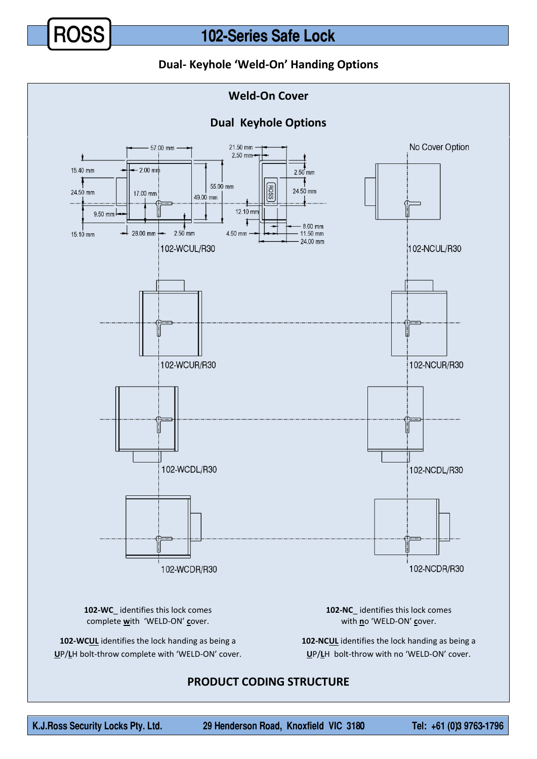# 102-Series Safe Lock

## Dual- Keyhole 'Weld-On' Handing Options

### Weld-On Cover

### Dual Keyhole Options

57.00 mm
21.50 mm
2.50 mm
No Cover Option
15.40 mm
2.00 mm
2.50 mm
55.00 mm
24.50 mm
17.00 mm
49.00 mm
24.50 mm
12.10 mm
9.50 mm
8.00 mm
15.10 mm
28.00 mm
2.50 mm
4.50 mm
11.50 mm
24.00 mm
ROSS

102-WCUL/R30
102-NCUL/R30
102-WCUR/R30
102-NCUR/R30
102-WCDL/R30
102-NCDL/R30
102-WCDR/R30
102-NCDR/R30

**102-WC_** identifies this lock comes complete **w**ith 'WELD-ON' **c**over.

**102-WCUL** identifies the lock handing as being a **U**P/**L**H bolt-throw complete with 'WELD-ON' cover.

**102-NC_** identifies this lock comes with **n**o 'WELD-ON' **c**over.

**102-NCUL** identifies the lock handing as being a **U**P/**L**H bolt-throw with no 'WELD-ON' cover.

**PRODUCT CODING STRUCTURE**